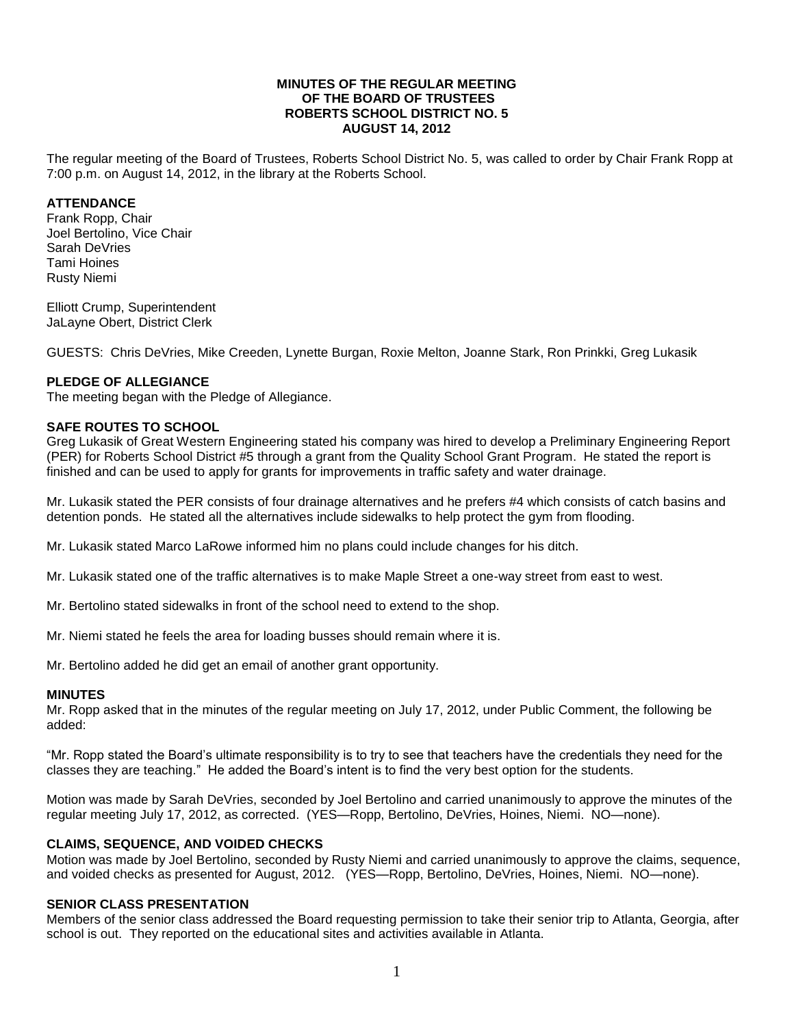# MINUTES OF THE REGULAR MEETING OF THE BOARD OF TRUSTEES ROBERTS SCHOOL DISTRICT NO. 5 AUGUST 14, 2012

The regular meeting of the Board of Trustees, Roberts School District No. 5, was called to order by Chair Frank Ropp at 7:00 p.m. on August 14, 2012, in the library at the Roberts School.

**ATTENDANCE**

Frank Ropp, Chair
Joel Bertolino, Vice Chair
Sarah DeVries
Tami Hoines
Rusty Niemi

Elliott Crump, Superintendent
JaLayne Obert, District Clerk

GUESTS: Chris DeVries, Mike Creeden, Lynette Burgan, Roxie Melton, Joanne Stark, Ron Prinkki, Greg Lukasik

**PLEDGE OF ALLEGIANCE**

The meeting began with the Pledge of Allegiance.

**SAFE ROUTES TO SCHOOL**

Greg Lukasik of Great Western Engineering stated his company was hired to develop a Preliminary Engineering Report (PER) for Roberts School District #5 through a grant from the Quality School Grant Program. He stated the report is finished and can be used to apply for grants for improvements in traffic safety and water drainage.

Mr. Lukasik stated the PER consists of four drainage alternatives and he prefers #4 which consists of catch basins and detention ponds. He stated all the alternatives include sidewalks to help protect the gym from flooding.

Mr. Lukasik stated Marco LaRowe informed him no plans could include changes for his ditch.

Mr. Lukasik stated one of the traffic alternatives is to make Maple Street a one-way street from east to west.

Mr. Bertolino stated sidewalks in front of the school need to extend to the shop.

Mr. Niemi stated he feels the area for loading busses should remain where it is.

Mr. Bertolino added he did get an email of another grant opportunity.

**MINUTES**

Mr. Ropp asked that in the minutes of the regular meeting on July 17, 2012, under Public Comment, the following be added:

"Mr. Ropp stated the Board's ultimate responsibility is to try to see that teachers have the credentials they need for the classes they are teaching." He added the Board's intent is to find the very best option for the students.

Motion was made by Sarah DeVries, seconded by Joel Bertolino and carried unanimously to approve the minutes of the regular meeting July 17, 2012, as corrected. (YES—Ropp, Bertolino, DeVries, Hoines, Niemi. NO—none).

**CLAIMS, SEQUENCE, AND VOIDED CHECKS**

Motion was made by Joel Bertolino, seconded by Rusty Niemi and carried unanimously to approve the claims, sequence, and voided checks as presented for August, 2012. (YES—Ropp, Bertolino, DeVries, Hoines, Niemi. NO—none).

**SENIOR CLASS PRESENTATION**

Members of the senior class addressed the Board requesting permission to take their senior trip to Atlanta, Georgia, after school is out. They reported on the educational sites and activities available in Atlanta.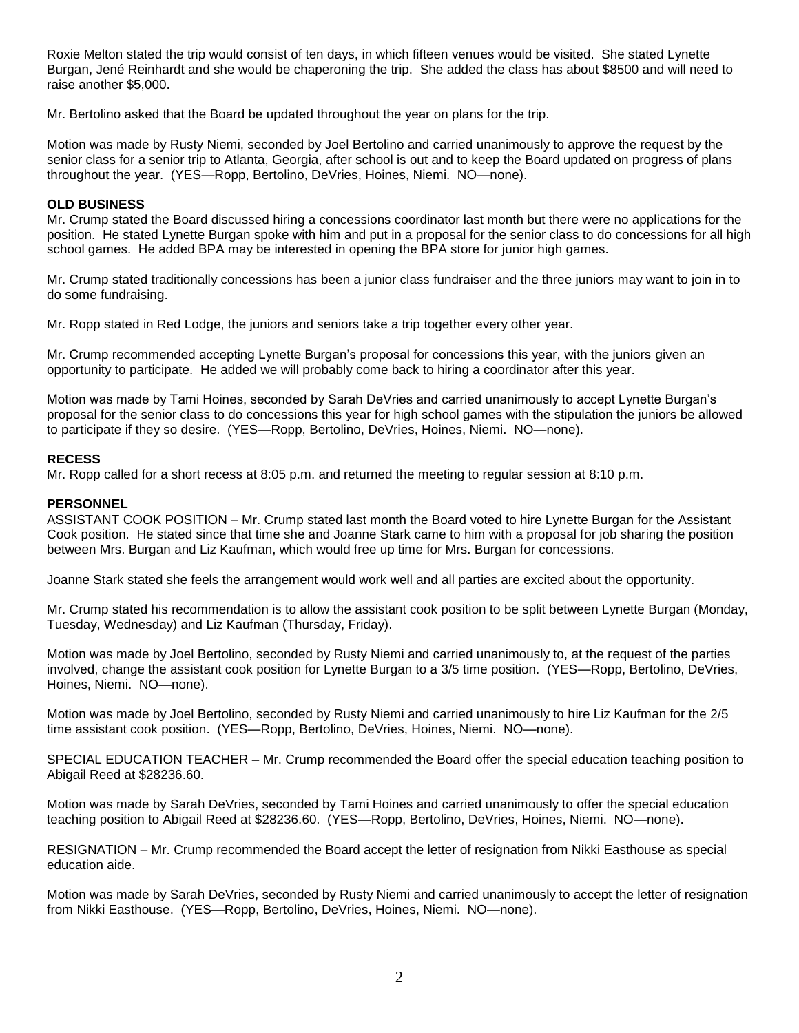Roxie Melton stated the trip would consist of ten days, in which fifteen venues would be visited. She stated Lynette Burgan, Jené Reinhardt and she would be chaperoning the trip. She added the class has about $8500 and will need to raise another $5,000.

Mr. Bertolino asked that the Board be updated throughout the year on plans for the trip.

Motion was made by Rusty Niemi, seconded by Joel Bertolino and carried unanimously to approve the request by the senior class for a senior trip to Atlanta, Georgia, after school is out and to keep the Board updated on progress of plans throughout the year. (YES—Ropp, Bertolino, DeVries, Hoines, Niemi. NO—none).

**OLD BUSINESS**

Mr. Crump stated the Board discussed hiring a concessions coordinator last month but there were no applications for the position. He stated Lynette Burgan spoke with him and put in a proposal for the senior class to do concessions for all high school games. He added BPA may be interested in opening the BPA store for junior high games.

Mr. Crump stated traditionally concessions has been a junior class fundraiser and the three juniors may want to join in to do some fundraising.

Mr. Ropp stated in Red Lodge, the juniors and seniors take a trip together every other year.

Mr. Crump recommended accepting Lynette Burgan's proposal for concessions this year, with the juniors given an opportunity to participate. He added we will probably come back to hiring a coordinator after this year.

Motion was made by Tami Hoines, seconded by Sarah DeVries and carried unanimously to accept Lynette Burgan's proposal for the senior class to do concessions this year for high school games with the stipulation the juniors be allowed to participate if they so desire. (YES—Ropp, Bertolino, DeVries, Hoines, Niemi. NO—none).

**RECESS**

Mr. Ropp called for a short recess at 8:05 p.m. and returned the meeting to regular session at 8:10 p.m.

**PERSONNEL**

ASSISTANT COOK POSITION – Mr. Crump stated last month the Board voted to hire Lynette Burgan for the Assistant Cook position. He stated since that time she and Joanne Stark came to him with a proposal for job sharing the position between Mrs. Burgan and Liz Kaufman, which would free up time for Mrs. Burgan for concessions.

Joanne Stark stated she feels the arrangement would work well and all parties are excited about the opportunity.

Mr. Crump stated his recommendation is to allow the assistant cook position to be split between Lynette Burgan (Monday, Tuesday, Wednesday) and Liz Kaufman (Thursday, Friday).

Motion was made by Joel Bertolino, seconded by Rusty Niemi and carried unanimously to, at the request of the parties involved, change the assistant cook position for Lynette Burgan to a 3/5 time position. (YES—Ropp, Bertolino, DeVries, Hoines, Niemi. NO—none).

Motion was made by Joel Bertolino, seconded by Rusty Niemi and carried unanimously to hire Liz Kaufman for the 2/5 time assistant cook position. (YES—Ropp, Bertolino, DeVries, Hoines, Niemi. NO—none).

SPECIAL EDUCATION TEACHER – Mr. Crump recommended the Board offer the special education teaching position to Abigail Reed at $28236.60.

Motion was made by Sarah DeVries, seconded by Tami Hoines and carried unanimously to offer the special education teaching position to Abigail Reed at $28236.60. (YES—Ropp, Bertolino, DeVries, Hoines, Niemi. NO—none).

RESIGNATION – Mr. Crump recommended the Board accept the letter of resignation from Nikki Easthouse as special education aide.

Motion was made by Sarah DeVries, seconded by Rusty Niemi and carried unanimously to accept the letter of resignation from Nikki Easthouse. (YES—Ropp, Bertolino, DeVries, Hoines, Niemi. NO—none).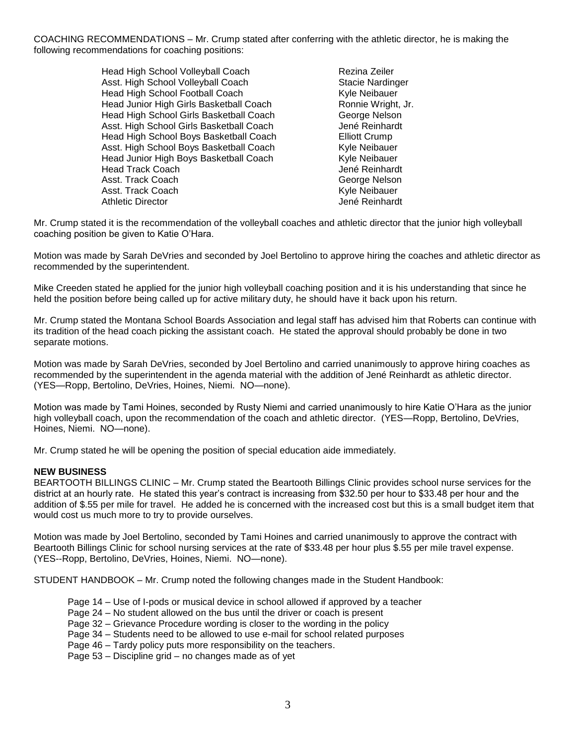COACHING RECOMMENDATIONS – Mr. Crump stated after conferring with the athletic director, he is making the following recommendations for coaching positions:

| Position | Name |
|---|---|
| Head High School Volleyball Coach | Rezina Zeiler |
| Asst. High School Volleyball Coach | Stacie Nardinger |
| Head High School Football Coach | Kyle Neibauer |
| Head Junior High Girls Basketball Coach | Ronnie Wright, Jr. |
| Head High School Girls Basketball Coach | George Nelson |
| Asst. High School Girls Basketball Coach | Jené Reinhardt |
| Head High School Boys Basketball Coach | Elliott Crump |
| Asst. High School Boys Basketball Coach | Kyle Neibauer |
| Head Junior High Boys Basketball Coach | Kyle Neibauer |
| Head Track Coach | Jené Reinhardt |
| Asst. Track Coach | George Nelson |
| Asst. Track Coach | Kyle Neibauer |
| Athletic Director | Jené Reinhardt |

Mr. Crump stated it is the recommendation of the volleyball coaches and athletic director that the junior high volleyball coaching position be given to Katie O'Hara.

Motion was made by Sarah DeVries and seconded by Joel Bertolino to approve hiring the coaches and athletic director as recommended by the superintendent.

Mike Creeden stated he applied for the junior high volleyball coaching position and it is his understanding that since he held the position before being called up for active military duty, he should have it back upon his return.

Mr. Crump stated the Montana School Boards Association and legal staff has advised him that Roberts can continue with its tradition of the head coach picking the assistant coach. He stated the approval should probably be done in two separate motions.

Motion was made by Sarah DeVries, seconded by Joel Bertolino and carried unanimously to approve hiring coaches as recommended by the superintendent in the agenda material with the addition of Jené Reinhardt as athletic director. (YES—Ropp, Bertolino, DeVries, Hoines, Niemi. NO—none).

Motion was made by Tami Hoines, seconded by Rusty Niemi and carried unanimously to hire Katie O'Hara as the junior high volleyball coach, upon the recommendation of the coach and athletic director. (YES—Ropp, Bertolino, DeVries, Hoines, Niemi. NO—none).

Mr. Crump stated he will be opening the position of special education aide immediately.

**NEW BUSINESS**

BEARTOOTH BILLINGS CLINIC – Mr. Crump stated the Beartooth Billings Clinic provides school nurse services for the district at an hourly rate. He stated this year's contract is increasing from $32.50 per hour to $33.48 per hour and the addition of $.55 per mile for travel. He added he is concerned with the increased cost but this is a small budget item that would cost us much more to try to provide ourselves.

Motion was made by Joel Bertolino, seconded by Tami Hoines and carried unanimously to approve the contract with Beartooth Billings Clinic for school nursing services at the rate of $33.48 per hour plus $.55 per mile travel expense. (YES--Ropp, Bertolino, DeVries, Hoines, Niemi. NO—none).

STUDENT HANDBOOK – Mr. Crump noted the following changes made in the Student Handbook:

- Page 14 – Use of I-pods or musical device in school allowed if approved by a teacher
- Page 24 – No student allowed on the bus until the driver or coach is present
- Page 32 – Grievance Procedure wording is closer to the wording in the policy
- Page 34 – Students need to be allowed to use e-mail for school related purposes
- Page 46 – Tardy policy puts more responsibility on the teachers.
- Page 53 – Discipline grid – no changes made as of yet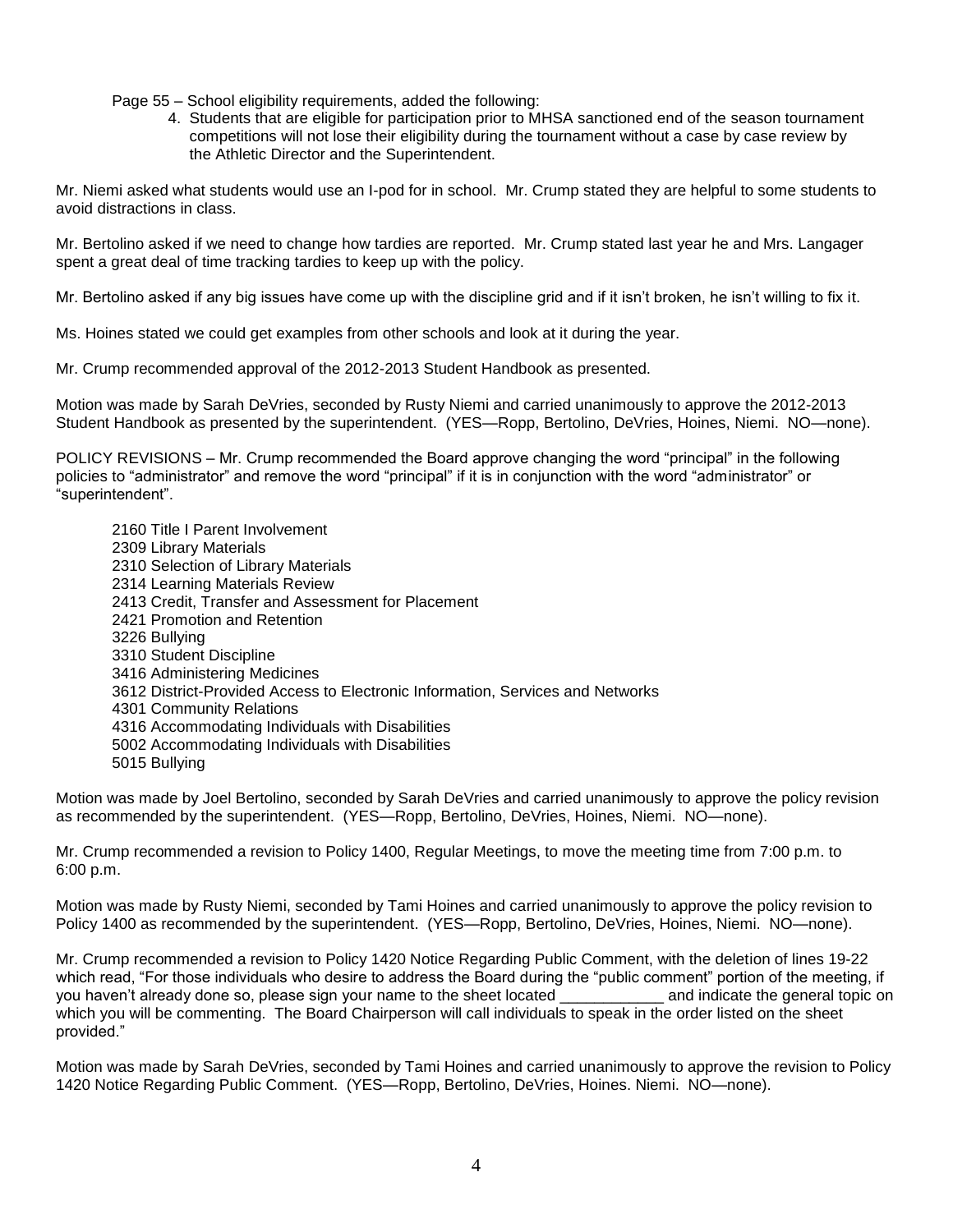Page 55 – School eligibility requirements, added the following:

4. Students that are eligible for participation prior to MHSA sanctioned end of the season tournament competitions will not lose their eligibility during the tournament without a case by case review by the Athletic Director and the Superintendent.

Mr. Niemi asked what students would use an I-pod for in school. Mr. Crump stated they are helpful to some students to avoid distractions in class.

Mr. Bertolino asked if we need to change how tardies are reported. Mr. Crump stated last year he and Mrs. Langager spent a great deal of time tracking tardies to keep up with the policy.

Mr. Bertolino asked if any big issues have come up with the discipline grid and if it isn't broken, he isn't willing to fix it.

Ms. Hoines stated we could get examples from other schools and look at it during the year.

Mr. Crump recommended approval of the 2012-2013 Student Handbook as presented.

Motion was made by Sarah DeVries, seconded by Rusty Niemi and carried unanimously to approve the 2012-2013 Student Handbook as presented by the superintendent. (YES—Ropp, Bertolino, DeVries, Hoines, Niemi. NO—none).

POLICY REVISIONS – Mr. Crump recommended the Board approve changing the word "principal" in the following policies to "administrator" and remove the word "principal" if it is in conjunction with the word "administrator" or "superintendent".

2160 Title I Parent Involvement
2309 Library Materials
2310 Selection of Library Materials
2314 Learning Materials Review
2413 Credit, Transfer and Assessment for Placement
2421 Promotion and Retention
3226 Bullying
3310 Student Discipline
3416 Administering Medicines
3612 District-Provided Access to Electronic Information, Services and Networks
4301 Community Relations
4316 Accommodating Individuals with Disabilities
5002 Accommodating Individuals with Disabilities
5015 Bullying

Motion was made by Joel Bertolino, seconded by Sarah DeVries and carried unanimously to approve the policy revision as recommended by the superintendent. (YES—Ropp, Bertolino, DeVries, Hoines, Niemi. NO—none).

Mr. Crump recommended a revision to Policy 1400, Regular Meetings, to move the meeting time from 7:00 p.m. to 6:00 p.m.

Motion was made by Rusty Niemi, seconded by Tami Hoines and carried unanimously to approve the policy revision to Policy 1400 as recommended by the superintendent. (YES—Ropp, Bertolino, DeVries, Hoines, Niemi. NO—none).

Mr. Crump recommended a revision to Policy 1420 Notice Regarding Public Comment, with the deletion of lines 19-22 which read, "For those individuals who desire to address the Board during the "public comment" portion of the meeting, if you haven't already done so, please sign your name to the sheet located ____________ and indicate the general topic on which you will be commenting. The Board Chairperson will call individuals to speak in the order listed on the sheet provided."

Motion was made by Sarah DeVries, seconded by Tami Hoines and carried unanimously to approve the revision to Policy 1420 Notice Regarding Public Comment. (YES—Ropp, Bertolino, DeVries, Hoines. Niemi. NO—none).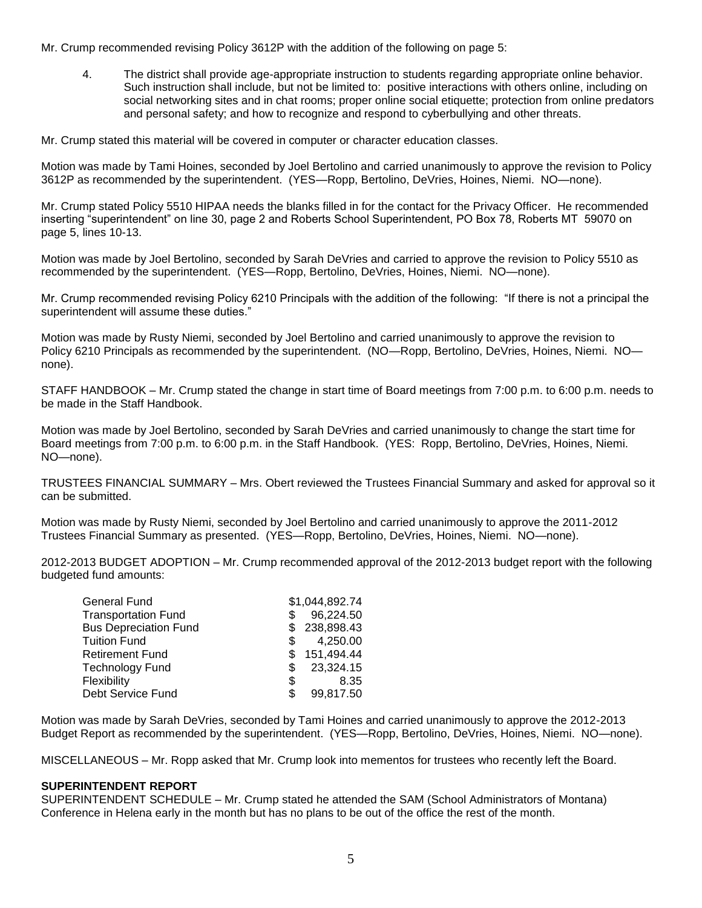Mr. Crump recommended revising Policy 3612P with the addition of the following on page 5:

4. The district shall provide age-appropriate instruction to students regarding appropriate online behavior. Such instruction shall include, but not be limited to: positive interactions with others online, including on social networking sites and in chat rooms; proper online social etiquette; protection from online predators and personal safety; and how to recognize and respond to cyberbullying and other threats.

Mr. Crump stated this material will be covered in computer or character education classes.

Motion was made by Tami Hoines, seconded by Joel Bertolino and carried unanimously to approve the revision to Policy 3612P as recommended by the superintendent. (YES—Ropp, Bertolino, DeVries, Hoines, Niemi. NO—none).

Mr. Crump stated Policy 5510 HIPAA needs the blanks filled in for the contact for the Privacy Officer. He recommended inserting "superintendent" on line 30, page 2 and Roberts School Superintendent, PO Box 78, Roberts MT 59070 on page 5, lines 10-13.

Motion was made by Joel Bertolino, seconded by Sarah DeVries and carried to approve the revision to Policy 5510 as recommended by the superintendent. (YES—Ropp, Bertolino, DeVries, Hoines, Niemi. NO—none).

Mr. Crump recommended revising Policy 6210 Principals with the addition of the following: "If there is not a principal the superintendent will assume these duties."

Motion was made by Rusty Niemi, seconded by Joel Bertolino and carried unanimously to approve the revision to Policy 6210 Principals as recommended by the superintendent. (NO—Ropp, Bertolino, DeVries, Hoines, Niemi. NO—none).

STAFF HANDBOOK – Mr. Crump stated the change in start time of Board meetings from 7:00 p.m. to 6:00 p.m. needs to be made in the Staff Handbook.

Motion was made by Joel Bertolino, seconded by Sarah DeVries and carried unanimously to change the start time for Board meetings from 7:00 p.m. to 6:00 p.m. in the Staff Handbook. (YES: Ropp, Bertolino, DeVries, Hoines, Niemi. NO—none).

TRUSTEES FINANCIAL SUMMARY – Mrs. Obert reviewed the Trustees Financial Summary and asked for approval so it can be submitted.

Motion was made by Rusty Niemi, seconded by Joel Bertolino and carried unanimously to approve the 2011-2012 Trustees Financial Summary as presented. (YES—Ropp, Bertolino, DeVries, Hoines, Niemi. NO—none).

2012-2013 BUDGET ADOPTION – Mr. Crump recommended approval of the 2012-2013 budget report with the following budgeted fund amounts:

| Fund | Amount |
|---|---|
| General Fund | $1,044,892.74 |
| Transportation Fund | $ 96,224.50 |
| Bus Depreciation Fund | $ 238,898.43 |
| Tuition Fund | $ 4,250.00 |
| Retirement Fund | $ 151,494.44 |
| Technology Fund | $ 23,324.15 |
| Flexibility | $ 8.35 |
| Debt Service Fund | $ 99,817.50 |

Motion was made by Sarah DeVries, seconded by Tami Hoines and carried unanimously to approve the 2012-2013 Budget Report as recommended by the superintendent. (YES—Ropp, Bertolino, DeVries, Hoines, Niemi. NO—none).

MISCELLANEOUS – Mr. Ropp asked that Mr. Crump look into mementos for trustees who recently left the Board.

**SUPERINTENDENT REPORT**

SUPERINTENDENT SCHEDULE – Mr. Crump stated he attended the SAM (School Administrators of Montana) Conference in Helena early in the month but has no plans to be out of the office the rest of the month.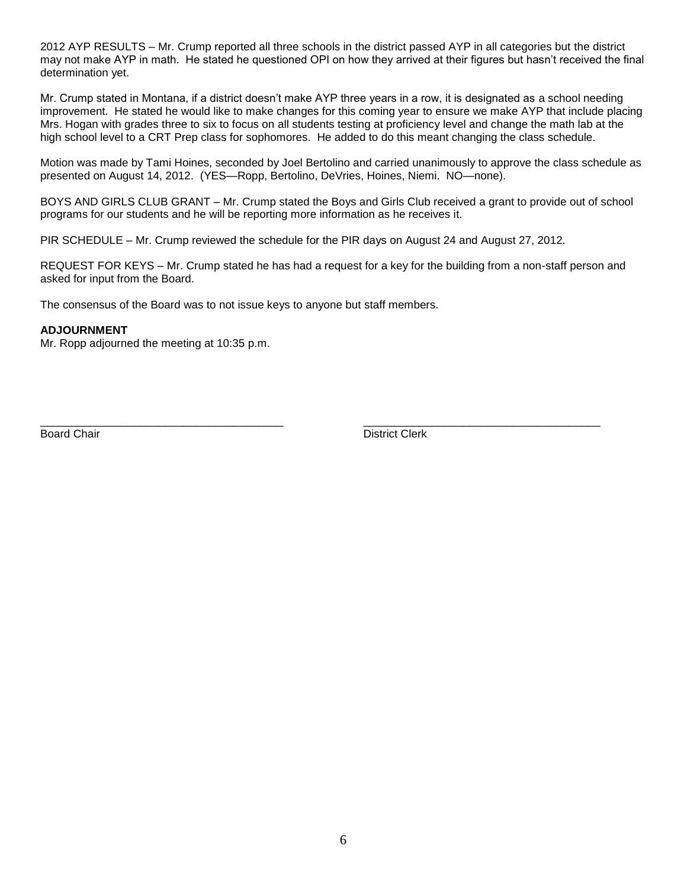2012 AYP RESULTS – Mr. Crump reported all three schools in the district passed AYP in all categories but the district may not make AYP in math. He stated he questioned OPI on how they arrived at their figures but hasn't received the final determination yet.

Mr. Crump stated in Montana, if a district doesn't make AYP three years in a row, it is designated as a school needing improvement. He stated he would like to make changes for this coming year to ensure we make AYP that include placing Mrs. Hogan with grades three to six to focus on all students testing at proficiency level and change the math lab at the high school level to a CRT Prep class for sophomores. He added to do this meant changing the class schedule.

Motion was made by Tami Hoines, seconded by Joel Bertolino and carried unanimously to approve the class schedule as presented on August 14, 2012. (YES—Ropp, Bertolino, DeVries, Hoines, Niemi. NO—none).

BOYS AND GIRLS CLUB GRANT – Mr. Crump stated the Boys and Girls Club received a grant to provide out of school programs for our students and he will be reporting more information as he receives it.

PIR SCHEDULE – Mr. Crump reviewed the schedule for the PIR days on August 24 and August 27, 2012.

REQUEST FOR KEYS – Mr. Crump stated he has had a request for a key for the building from a non-staff person and asked for input from the Board.

The consensus of the Board was to not issue keys to anyone but staff members.

**ADJOURNMENT**

Mr. Ropp adjourned the meeting at 10:35 p.m.

_______________________________________ Board Chair

_______________________________________ District Clerk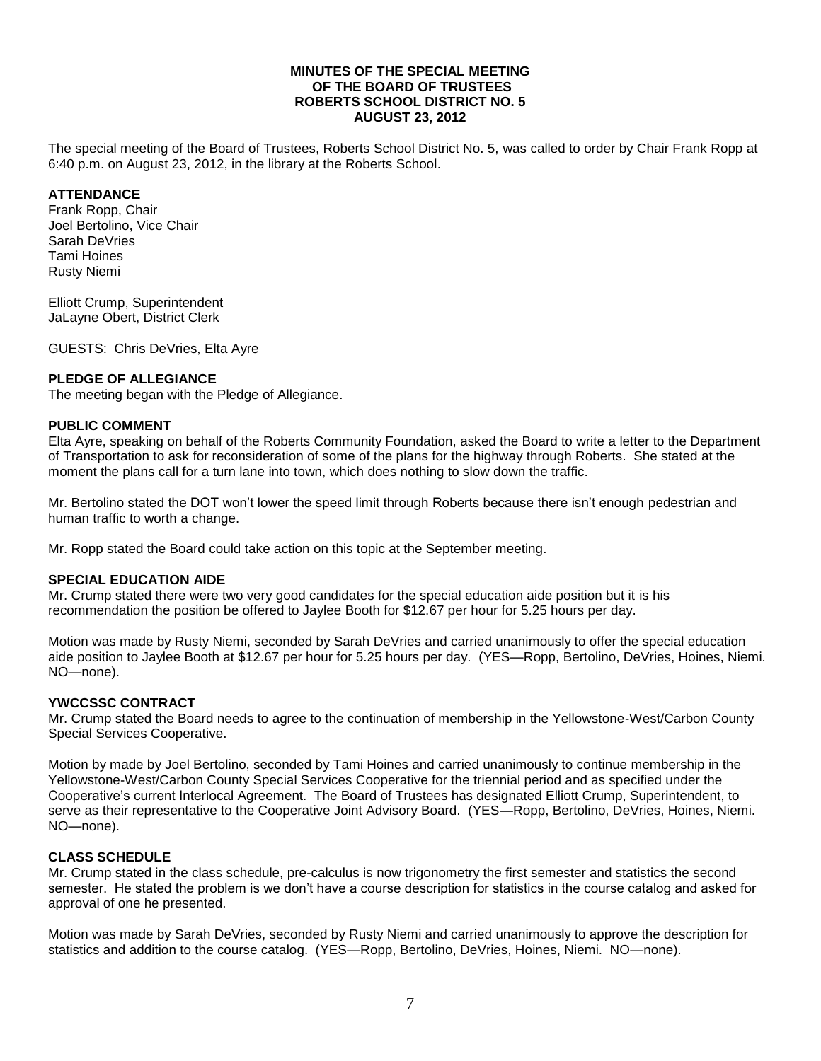**MINUTES OF THE SPECIAL MEETING**
**OF THE BOARD OF TRUSTEES**
**ROBERTS SCHOOL DISTRICT NO. 5**
**AUGUST 23, 2012**

The special meeting of the Board of Trustees, Roberts School District No. 5, was called to order by Chair Frank Ropp at 6:40 p.m. on August 23, 2012, in the library at the Roberts School.

**ATTENDANCE**

Frank Ropp, Chair
Joel Bertolino, Vice Chair
Sarah DeVries
Tami Hoines
Rusty Niemi

Elliott Crump, Superintendent
JaLayne Obert, District Clerk

GUESTS: Chris DeVries, Elta Ayre

**PLEDGE OF ALLEGIANCE**

The meeting began with the Pledge of Allegiance.

**PUBLIC COMMENT**

Elta Ayre, speaking on behalf of the Roberts Community Foundation, asked the Board to write a letter to the Department of Transportation to ask for reconsideration of some of the plans for the highway through Roberts. She stated at the moment the plans call for a turn lane into town, which does nothing to slow down the traffic.

Mr. Bertolino stated the DOT won't lower the speed limit through Roberts because there isn't enough pedestrian and human traffic to worth a change.

Mr. Ropp stated the Board could take action on this topic at the September meeting.

**SPECIAL EDUCATION AIDE**

Mr. Crump stated there were two very good candidates for the special education aide position but it is his recommendation the position be offered to Jaylee Booth for $12.67 per hour for 5.25 hours per day.

Motion was made by Rusty Niemi, seconded by Sarah DeVries and carried unanimously to offer the special education aide position to Jaylee Booth at $12.67 per hour for 5.25 hours per day. (YES—Ropp, Bertolino, DeVries, Hoines, Niemi. NO—none).

**YWCCSSC CONTRACT**

Mr. Crump stated the Board needs to agree to the continuation of membership in the Yellowstone-West/Carbon County Special Services Cooperative.

Motion by made by Joel Bertolino, seconded by Tami Hoines and carried unanimously to continue membership in the Yellowstone-West/Carbon County Special Services Cooperative for the triennial period and as specified under the Cooperative's current Interlocal Agreement. The Board of Trustees has designated Elliott Crump, Superintendent, to serve as their representative to the Cooperative Joint Advisory Board. (YES—Ropp, Bertolino, DeVries, Hoines, Niemi. NO—none).

**CLASS SCHEDULE**

Mr. Crump stated in the class schedule, pre-calculus is now trigonometry the first semester and statistics the second semester. He stated the problem is we don't have a course description for statistics in the course catalog and asked for approval of one he presented.

Motion was made by Sarah DeVries, seconded by Rusty Niemi and carried unanimously to approve the description for statistics and addition to the course catalog. (YES—Ropp, Bertolino, DeVries, Hoines, Niemi. NO—none).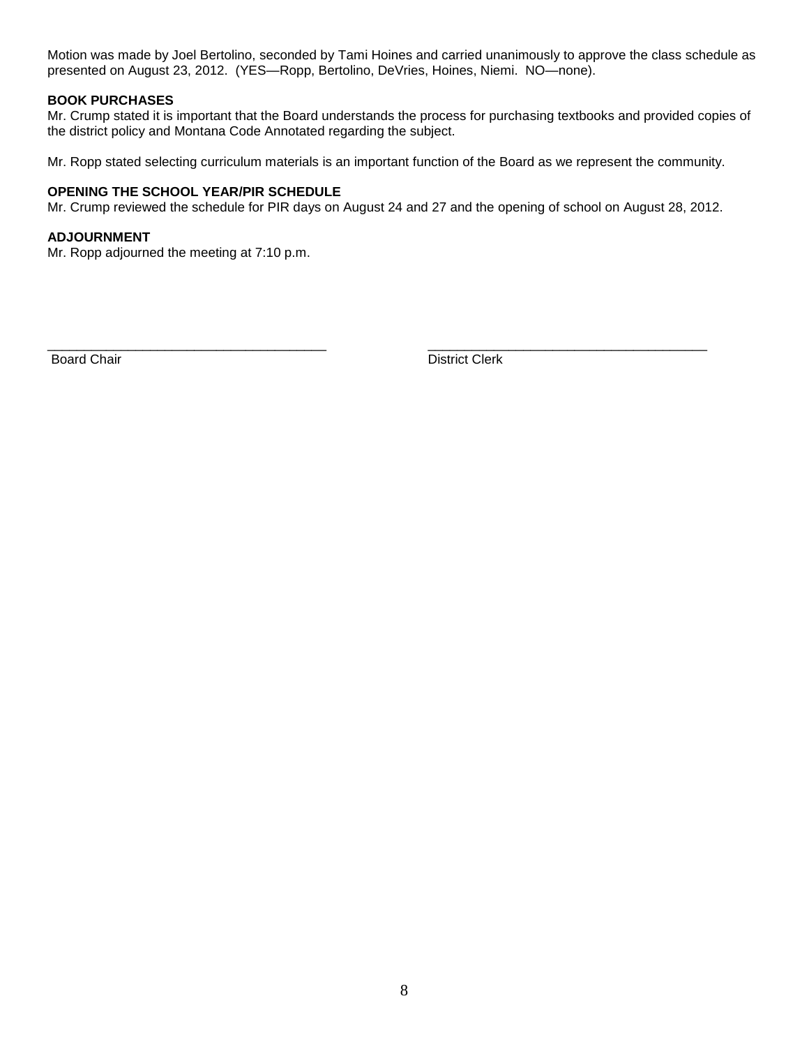Motion was made by Joel Bertolino, seconded by Tami Hoines and carried unanimously to approve the class schedule as presented on August 23, 2012. (YES—Ropp, Bertolino, DeVries, Hoines, Niemi. NO—none).

**BOOK PURCHASES**

Mr. Crump stated it is important that the Board understands the process for purchasing textbooks and provided copies of the district policy and Montana Code Annotated regarding the subject.

Mr. Ropp stated selecting curriculum materials is an important function of the Board as we represent the community.

**OPENING THE SCHOOL YEAR/PIR SCHEDULE**

Mr. Crump reviewed the schedule for PIR days on August 24 and 27 and the opening of school on August 28, 2012.

**ADJOURNMENT**

Mr. Ropp adjourned the meeting at 7:10 p.m.

______________________________________ ______________________________________

Board Chair District Clerk